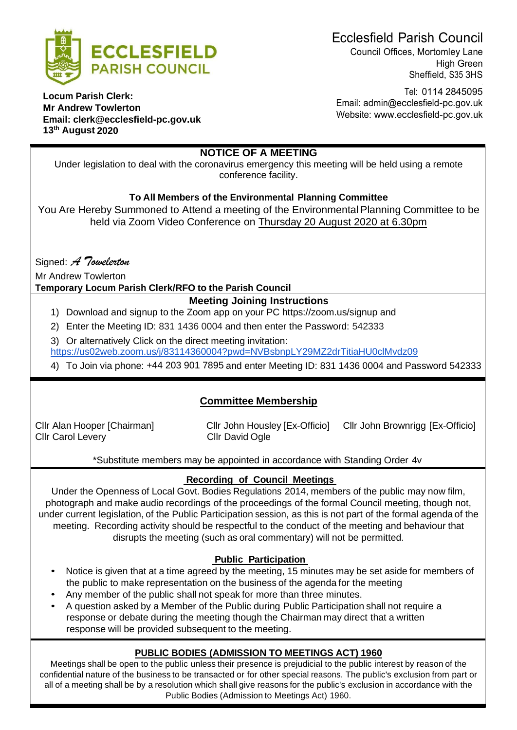# Ecclesfield Parish Council

Council Offices, Mortomley Lane
High Green
Sheffield, S35 3HS

Tel: 0114 2845095
Email: admin@ecclesfield-pc.gov.uk
Website: www.ecclesfield-pc.gov.uk

**Locum Parish Clerk:**
**Mr Andrew Towlerton**
**Email: clerk@ecclesfield-pc.gov.uk**
**13th August 2020**

## NOTICE OF A MEETING

Under legislation to deal with the coronavirus emergency this meeting will be held using a remote conference facility.

**To All Members of the Environmental Planning Committee**

You Are Hereby Summoned to Attend a meeting of the Environmental Planning Committee to be held via Zoom Video Conference on Thursday 20 August 2020 at 6.30pm

Signed: *A Towelerton*

Mr Andrew Towlerton
**Temporary Locum Parish Clerk/RFO to the Parish Council**

### Meeting Joining Instructions

1) Download and signup to the Zoom app on your PC https://zoom.us/signup and
2) Enter the Meeting ID: 831 1436 0004 and then enter the Password: 542333
3) Or alternatively Click on the direct meeting invitation: https://us02web.zoom.us/j/83114360004?pwd=NVBsbnpLY29MZ2drTitiaHU0clMvdz09
4) To Join via phone: +44 203 901 7895 and enter Meeting ID: 831 1436 0004 and Password 542333

### Committee Membership

Cllr Alan Hooper [Chairman]
Cllr Carol Levery
Cllr John Housley [Ex-Officio]
Cllr David Ogle
Cllr John Brownrigg [Ex-Officio]

*Substitute members may be appointed in accordance with Standing Order 4v

### Recording of Council Meetings

Under the Openness of Local Govt. Bodies Regulations 2014, members of the public may now film, photograph and make audio recordings of the proceedings of the formal Council meeting, though not, under current legislation, of the Public Participation session, as this is not part of the formal agenda of the meeting. Recording activity should be respectful to the conduct of the meeting and behaviour that disrupts the meeting (such as oral commentary) will not be permitted.

### Public Participation

- Notice is given that at a time agreed by the meeting, 15 minutes may be set aside for members of the public to make representation on the business of the agenda for the meeting
- Any member of the public shall not speak for more than three minutes.
- A question asked by a Member of the Public during Public Participation shall not require a response or debate during the meeting though the Chairman may direct that a written response will be provided subsequent to the meeting.

### PUBLIC BODIES (ADMISSION TO MEETINGS ACT) 1960

Meetings shall be open to the public unless their presence is prejudicial to the public interest by reason of the confidential nature of the business to be transacted or for other special reasons. The public's exclusion from part or all of a meeting shall be by a resolution which shall give reasons for the public's exclusion in accordance with the Public Bodies (Admission to Meetings Act) 1960.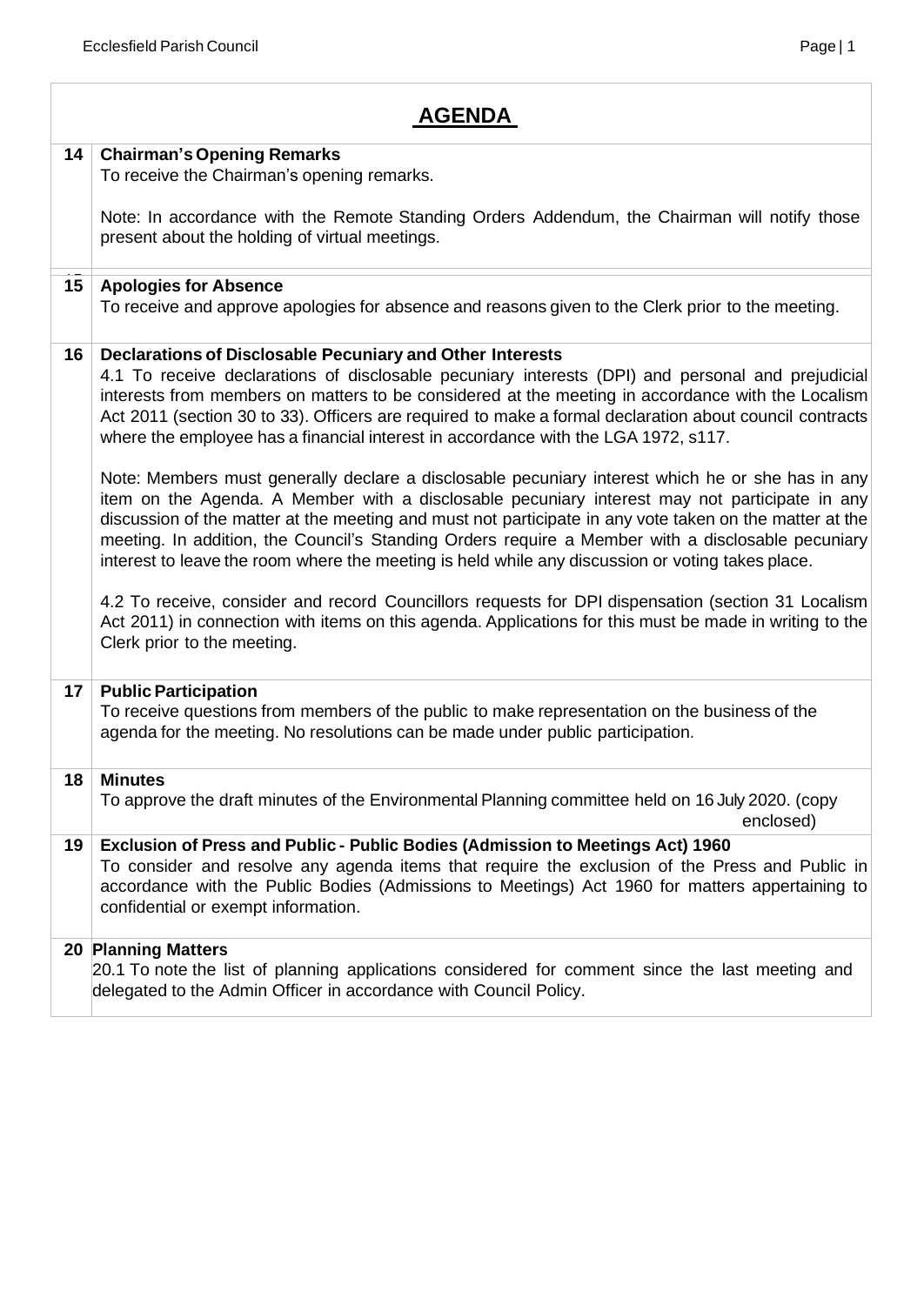# AGENDA

| | |
|---|---|
| **14** | **Chairman's Opening Remarks**<br>To receive the Chairman's opening remarks.<br><br>Note: In accordance with the Remote Standing Orders Addendum, the Chairman will notify those present about the holding of virtual meetings. |
| **15** | **Apologies for Absence**<br>To receive and approve apologies for absence and reasons given to the Clerk prior to the meeting. |
| **16** | **Declarations of Disclosable Pecuniary and Other Interests**<br>4.1 To receive declarations of disclosable pecuniary interests (DPI) and personal and prejudicial interests from members on matters to be considered at the meeting in accordance with the Localism Act 2011 (section 30 to 33). Officers are required to make a formal declaration about council contracts where the employee has a financial interest in accordance with the LGA 1972, s117.<br><br>Note: Members must generally declare a disclosable pecuniary interest which he or she has in any item on the Agenda. A Member with a disclosable pecuniary interest may not participate in any discussion of the matter at the meeting and must not participate in any vote taken on the matter at the meeting. In addition, the Council's Standing Orders require a Member with a disclosable pecuniary interest to leave the room where the meeting is held while any discussion or voting takes place.<br><br>4.2 To receive, consider and record Councillors requests for DPI dispensation (section 31 Localism Act 2011) in connection with items on this agenda. Applications for this must be made in writing to the Clerk prior to the meeting. |
| **17** | **Public Participation**<br>To receive questions from members of the public to make representation on the business of the agenda for the meeting. No resolutions can be made under public participation. |
| **18** | **Minutes**<br>To approve the draft minutes of the Environmental Planning committee held on 16 July 2020. (copy enclosed) |
| **19** | **Exclusion of Press and Public - Public Bodies (Admission to Meetings Act) 1960**<br>To consider and resolve any agenda items that require the exclusion of the Press and Public in accordance with the Public Bodies (Admissions to Meetings) Act 1960 for matters appertaining to confidential or exempt information. |
| **20** | **Planning Matters**<br>20.1 To note the list of planning applications considered for comment since the last meeting and delegated to the Admin Officer in accordance with Council Policy. |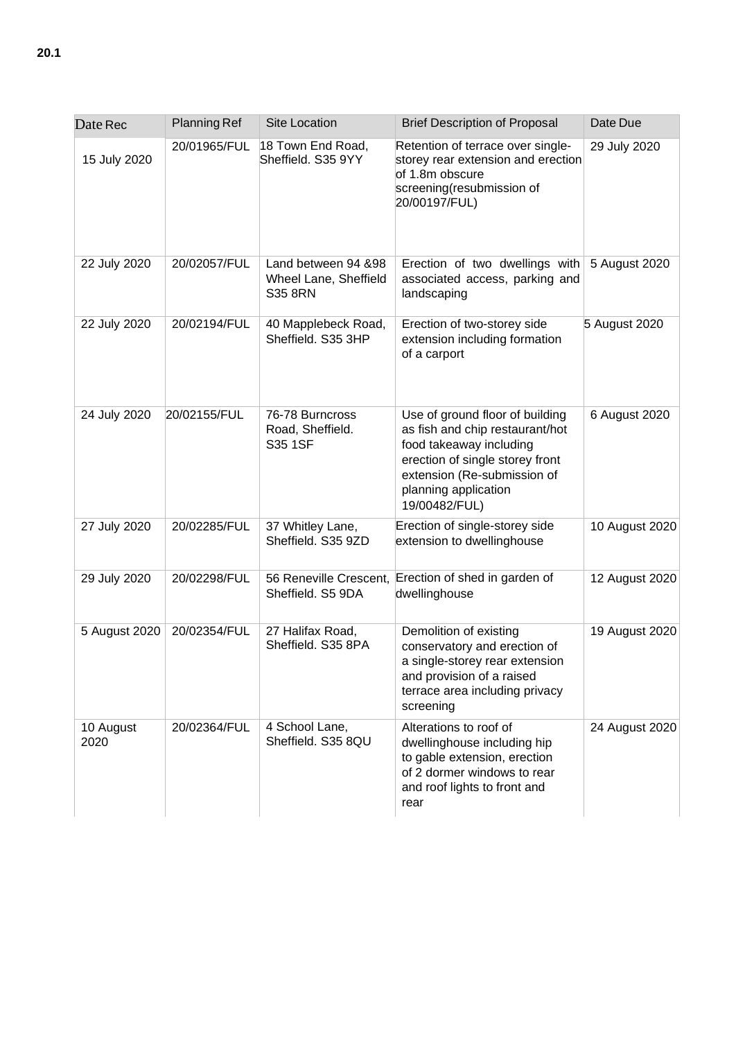**20.1**

| Date Rec | Planning Ref | Site Location | Brief Description of Proposal | Date Due |
|---|---|---|---|---|
| 15 July 2020 | 20/01965/FUL | 18 Town End Road, Sheffield. S35 9YY | Retention of terrace over single-storey rear extension and erection of 1.8m obscure screening(resubmission of 20/00197/FUL) | 29 July 2020 |
| 22 July 2020 | 20/02057/FUL | Land between 94 &98 Wheel Lane, Sheffield S35 8RN | Erection of two dwellings with associated access, parking and landscaping | 5 August 2020 |
| 22 July 2020 | 20/02194/FUL | 40 Mapplebeck Road, Sheffield. S35 3HP | Erection of two-storey side extension including formation of a carport | 5 August 2020 |
| 24 July 2020 | 20/02155/FUL | 76-78 Burncross Road, Sheffield. S35 1SF | Use of ground floor of building as fish and chip restaurant/hot food takeaway including erection of single storey front extension (Re-submission of planning application 19/00482/FUL) | 6 August 2020 |
| 27 July 2020 | 20/02285/FUL | 37 Whitley Lane, Sheffield. S35 9ZD | Erection of single-storey side extension to dwellinghouse | 10 August 2020 |
| 29 July 2020 | 20/02298/FUL | 56 Reneville Crescent, Sheffield. S5 9DA | Erection of shed in garden of dwellinghouse | 12 August 2020 |
| 5 August 2020 | 20/02354/FUL | 27 Halifax Road, Sheffield. S35 8PA | Demolition of existing conservatory and erection of a single-storey rear extension and provision of a raised terrace area including privacy screening | 19 August 2020 |
| 10 August 2020 | 20/02364/FUL | 4 School Lane, Sheffield. S35 8QU | Alterations to roof of dwellinghouse including hip to gable extension, erection of 2 dormer windows to rear and roof lights to front and rear | 24 August 2020 |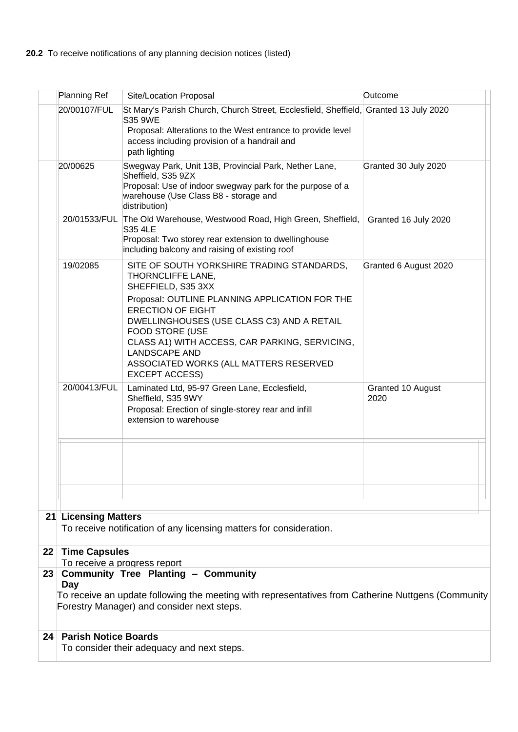**20.2** To receive notifications of any planning decision notices (listed)

| Planning Ref | Site/Location Proposal | Outcome |
|---|---|---|
| 20/00107/FUL | St Mary's Parish Church, Church Street, Ecclesfield, Sheffield, S35 9WE<br>Proposal: Alterations to the West entrance to provide level access including provision of a handrail and path lighting | Granted 13 July 2020 |
| 20/00625 | Swegway Park, Unit 13B, Provincial Park, Nether Lane, Sheffield, S35 9ZX<br>Proposal: Use of indoor swegway park for the purpose of a warehouse (Use Class B8 - storage and distribution) | Granted 30 July 2020 |
| 20/01533/FUL | The Old Warehouse, Westwood Road, High Green, Sheffield, S35 4LE<br>Proposal: Two storey rear extension to dwellinghouse including balcony and raising of existing roof | Granted 16 July 2020 |
| 19/02085 | SITE OF SOUTH YORKSHIRE TRADING STANDARDS, THORNCLIFFE LANE, SHEFFIELD, S35 3XX<br>Proposal: OUTLINE PLANNING APPLICATION FOR THE ERECTION OF EIGHT DWELLINGHOUSES (USE CLASS C3) AND A RETAIL FOOD STORE (USE CLASS A1) WITH ACCESS, CAR PARKING, SERVICING, LANDSCAPE AND ASSOCIATED WORKS (ALL MATTERS RESERVED EXCEPT ACCESS) | Granted 6 August 2020 |
| 20/00413/FUL | Laminated Ltd, 95-97 Green Lane, Ecclesfield, Sheffield, S35 9WY<br>Proposal: Erection of single-storey rear and infill extension to warehouse | Granted 10 August 2020 |
| | | |
| | | |

**21 Licensing Matters**

To receive notification of any licensing matters for consideration.

**22 Time Capsules**

To receive a progress report

**23 Community Tree Planting – Community Day**

To receive an update following the meeting with representatives from Catherine Nuttgens (Community Forestry Manager) and consider next steps.

**24 Parish Notice Boards**

To consider their adequacy and next steps.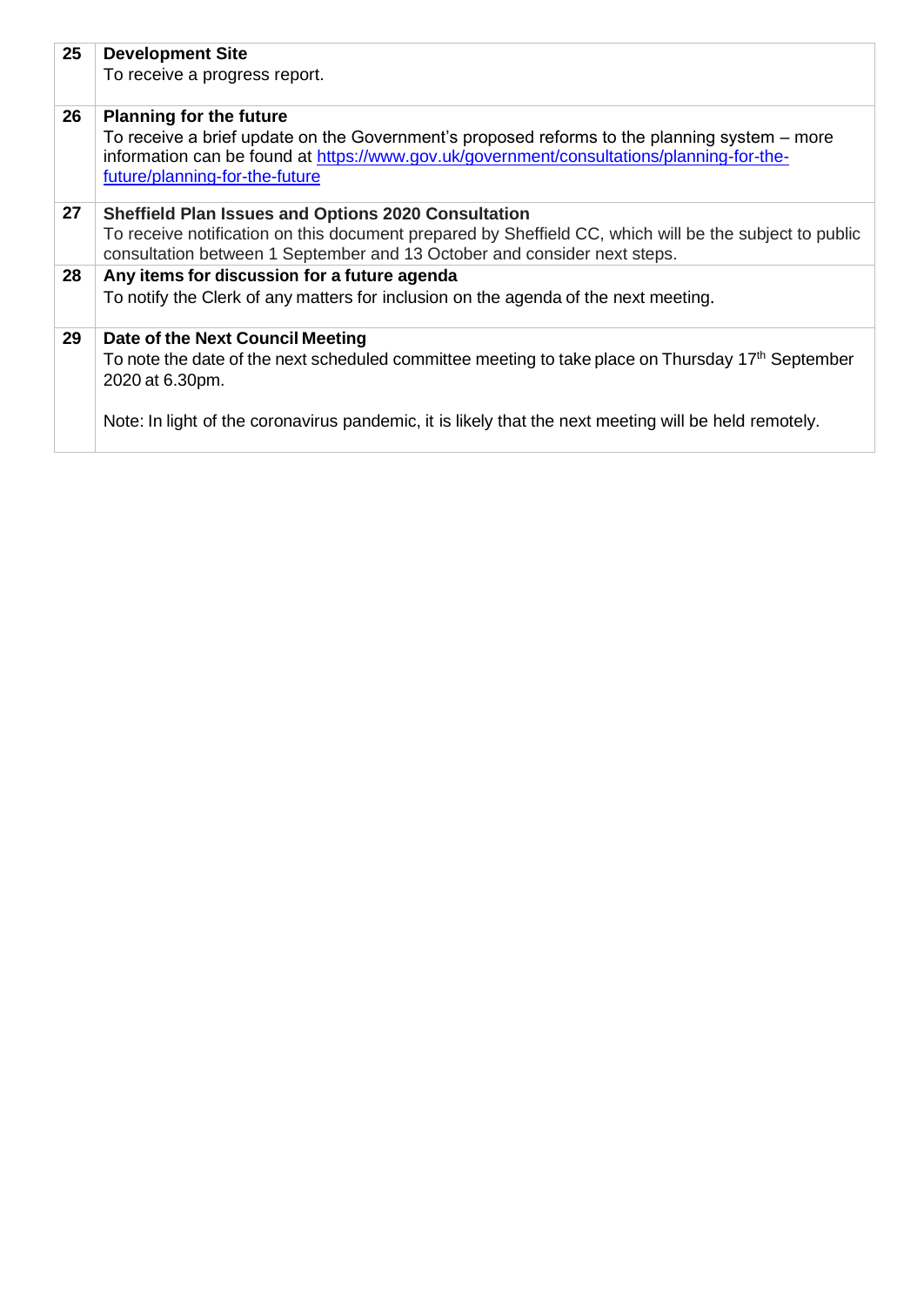| | |
|---|---|
| 25 | **Development Site**<br>To receive a progress report. |
| 26 | **Planning for the future**<br>To receive a brief update on the Government's proposed reforms to the planning system – more information can be found at https://www.gov.uk/government/consultations/planning-for-the-future/planning-for-the-future |
| 27 | **Sheffield Plan Issues and Options 2020 Consultation**<br>To receive notification on this document prepared by Sheffield CC, which will be the subject to public consultation between 1 September and 13 October and consider next steps. |
| 28 | **Any items for discussion for a future agenda**<br>To notify the Clerk of any matters for inclusion on the agenda of the next meeting. |
| 29 | **Date of the Next Council Meeting**<br>To note the date of the next scheduled committee meeting to take place on Thursday 17th September 2020 at 6.30pm.<br><br>Note: In light of the coronavirus pandemic, it is likely that the next meeting will be held remotely. |